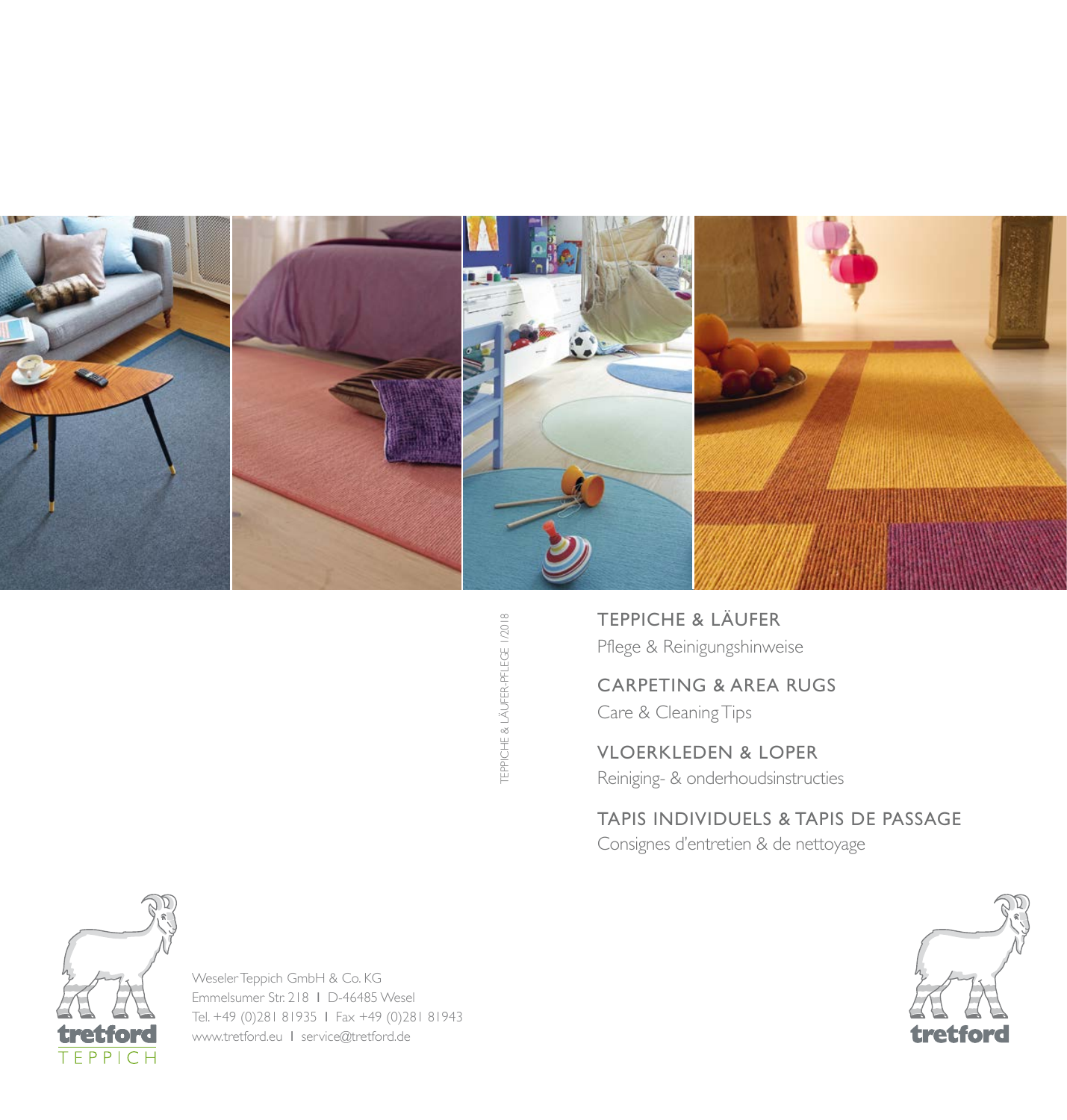TEPPICHE & LÄUFER-PFLEGE 1/2018

## TEPPICHE & LÄUFER
Pflege & Reinigungshinweise

## CARPETING & AREA RUGS
Care & Cleaning Tips

## VLOERKLEDEN & LOPER
Reiniging- & onderhoudsinstructies

## TAPIS INDIVIDUELS & TAPIS DE PASSAGE
Consignes d'entretien & de nettoyage

tretford TEPPICH

Weseler Teppich GmbH & Co. KG
Emmelsumer Str. 218 I D-46485 Wesel
Tel. +49 (0)281 81935 I Fax +49 (0)281 81943
www.tretford.eu I service@tretford.de

tretford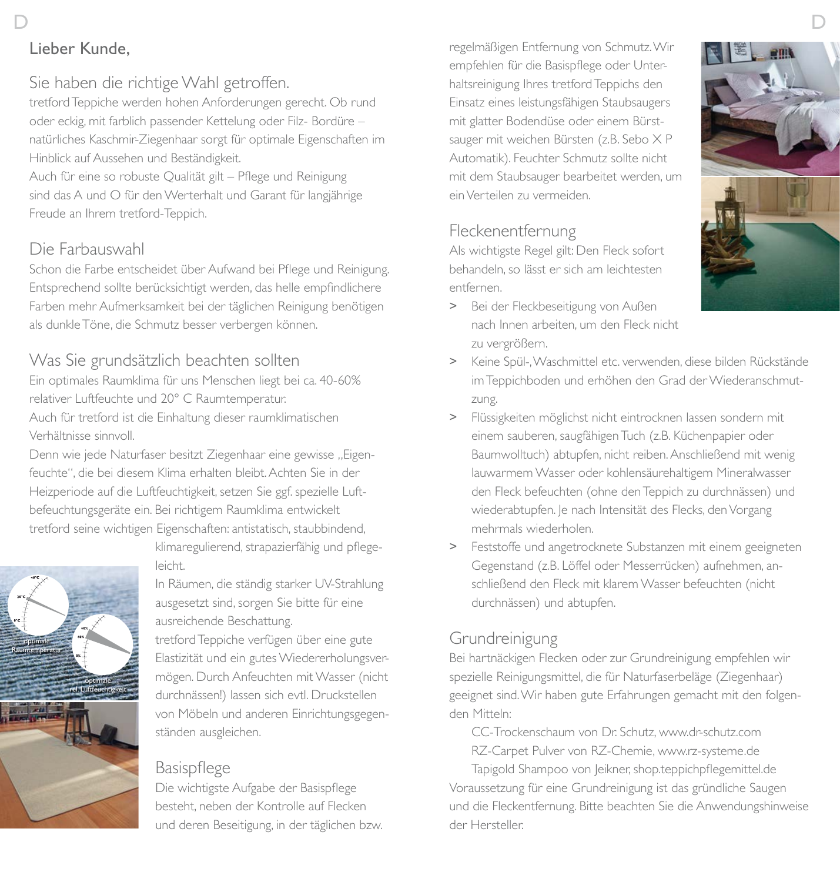Lieber Kunde,

## Sie haben die richtige Wahl getroffen.

tretford Teppiche werden hohen Anforderungen gerecht. Ob rund oder eckig, mit farblich passender Kettelung oder Filz- Bordüre – natürliches Kaschmir-Ziegenhaar sorgt für optimale Eigenschaften im Hinblick auf Aussehen und Beständigkeit.
Auch für eine so robuste Qualität gilt – Pflege und Reinigung sind das A und O für den Werterhalt und Garant für langjährige Freude an Ihrem tretford-Teppich.

## Die Farbauswahl

Schon die Farbe entscheidet über Aufwand bei Pflege und Reinigung. Entsprechend sollte berücksichtigt werden, das helle empfindlichere Farben mehr Aufmerksamkeit bei der täglichen Reinigung benötigen als dunkle Töne, die Schmutz besser verbergen können.

## Was Sie grundsätzlich beachten sollten

Ein optimales Raumklima für uns Menschen liegt bei ca. 40-60% relativer Luftfeuchte und 20° C Raumtemperatur.
Auch für tretford ist die Einhaltung dieser raumklimatischen Verhältnisse sinnvoll.
Denn wie jede Naturfaser besitzt Ziegenhaar eine gewisse „Eigenfeuchte", die bei diesem Klima erhalten bleibt. Achten Sie in der Heizperiode auf die Luftfeuchtigkeit, setzen Sie ggf. spezielle Luftbefeuchtungsgeräte ein. Bei richtigem Raumklima entwickelt tretford seine wichtigen Eigenschaften: antistatisch, staubbindend, klimaregulierend, strapazierfähig und pflegeleicht.
In Räumen, die ständig starker UV-Strahlung ausgesetzt sind, sorgen Sie bitte für eine ausreichende Beschattung.
tretford Teppiche verfügen über eine gute Elastizität und ein gutes Wiedererholungsvermögen. Durch Anfeuchten mit Wasser (nicht durchnässen!) lassen sich evtl. Druckstellen von Möbeln und anderen Einrichtungsgegenständen ausgleichen.

## Basispflege

Die wichtigste Aufgabe der Basispflege besteht, neben der Kontrolle auf Flecken und deren Beseitigung, in der täglichen bzw. regelmäßigen Entfernung von Schmutz. Wir empfehlen für die Basispflege oder Unterhaltsreinigung Ihres tretford Teppichs den Einsatz eines leistungsfähigen Staubsaugers mit glatter Bodendüse oder einem Bürstsauger mit weichen Bürsten (z.B. Sebo X P Automatik). Feuchter Schmutz sollte nicht mit dem Staubsauger bearbeitet werden, um ein Verteilen zu vermeiden.

## Fleckenentfernung

Als wichtigste Regel gilt: Den Fleck sofort behandeln, so lässt er sich am leichtesten entfernen.

- Bei der Fleckbeseitigung von Außen nach Innen arbeiten, um den Fleck nicht zu vergrößern.
- Keine Spül-, Waschmittel etc. verwenden, diese bilden Rückstände im Teppichboden und erhöhen den Grad der Wiederanschmutzung.
- Flüssigkeiten möglichst nicht eintrocknen lassen sondern mit einem sauberen, saugfähigen Tuch (z.B. Küchenpapier oder Baumwolltuch) abtupfen, nicht reiben. Anschließend mit wenig lauwarmem Wasser oder kohlensäurehaltigem Mineralwasser den Fleck befeuchten (ohne den Teppich zu durchnässen) und wiederabtupfen. Je nach Intensität des Flecks, den Vorgang mehrmals wiederholen.
- Feststoffe und angetrocknete Substanzen mit einem geeigneten Gegenstand (z.B. Löffel oder Messerrücken) aufnehmen, anschließend den Fleck mit klarem Wasser befeuchten (nicht durchnässen) und abtupfen.

## Grundreinigung

Bei hartnäckigen Flecken oder zur Grundreinigung empfehlen wir spezielle Reinigungsmittel, die für Naturfaserbeläge (Ziegenhaar) geeignet sind. Wir haben gute Erfahrungen gemacht mit den folgenden Mitteln:

CC-Trockenschaum von Dr. Schutz, www.dr-schutz.com
RZ-Carpet Pulver von RZ-Chemie, www.rz-systeme.de
Tapigold Shampoo von Jeikner, shop.teppichpflegemittel.de

Voraussetzung für eine Grundreinigung ist das gründliche Saugen und die Fleckentfernung. Bitte beachten Sie die Anwendungshinweise der Hersteller.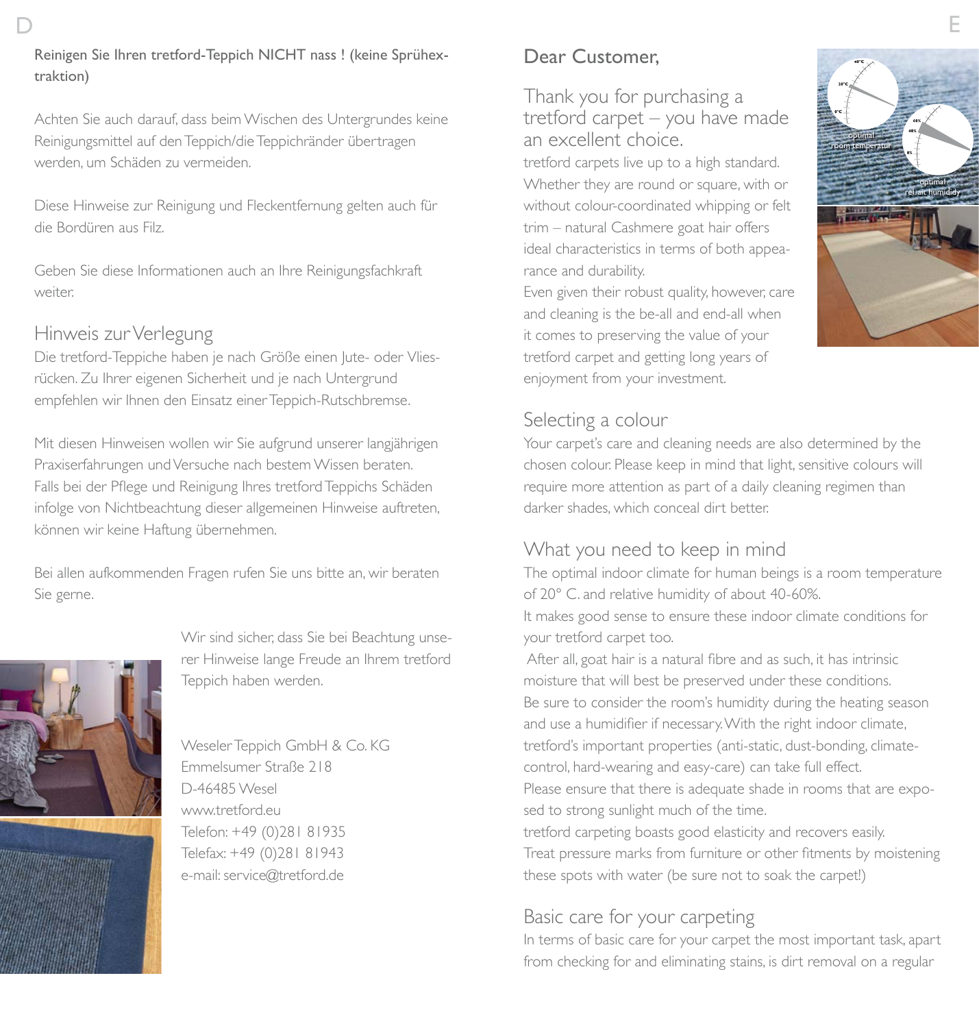Reinigen Sie Ihren tretford-Teppich NICHT nass ! (keine Sprühextraktion)

Achten Sie auch darauf, dass beim Wischen des Untergrundes keine Reinigungsmittel auf den Teppich/die Teppichränder übertragen werden, um Schäden zu vermeiden.

Diese Hinweise zur Reinigung und Fleckentfernung gelten auch für die Bordüren aus Filz.

Geben Sie diese Informationen auch an Ihre Reinigungsfachkraft weiter.

## Hinweis zur Verlegung

Die tretford-Teppiche haben je nach Größe einen Jute- oder Vliesrücken. Zu Ihrer eigenen Sicherheit und je nach Untergrund empfehlen wir Ihnen den Einsatz einer Teppich-Rutschbremse.

Mit diesen Hinweisen wollen wir Sie aufgrund unserer langjährigen Praxiserfahrungen und Versuche nach bestem Wissen beraten. Falls bei der Pflege und Reinigung Ihres tretford Teppichs Schäden infolge von Nichtbeachtung dieser allgemeinen Hinweise auftreten, können wir keine Haftung übernehmen.

Bei allen aufkommenden Fragen rufen Sie uns bitte an, wir beraten Sie gerne.

Wir sind sicher, dass Sie bei Beachtung unserer Hinweise lange Freude an Ihrem tretford Teppich haben werden.

Weseler Teppich GmbH & Co. KG
Emmelsumer Straße 218
D-46485 Wesel
www.tretford.eu
Telefon: +49 (0)281 81935
Telefax: +49 (0)281 81943
e-mail: service@tretford.de

## Dear Customer,

### Thank you for purchasing a tretford carpet – you have made an excellent choice.

tretford carpets live up to a high standard. Whether they are round or square, with or without colour-coordinated whipping or felt trim – natural Cashmere goat hair offers ideal characteristics in terms of both appearance and durability.
Even given their robust quality, however, care and cleaning is the be-all and end-all when it comes to preserving the value of your tretford carpet and getting long years of enjoyment from your investment.

## Selecting a colour

Your carpet's care and cleaning needs are also determined by the chosen colour. Please keep in mind that light, sensitive colours will require more attention as part of a daily cleaning regimen than darker shades, which conceal dirt better.

## What you need to keep in mind

The optimal indoor climate for human beings is a room temperature of 20° C. and relative humidity of about 40-60%.
It makes good sense to ensure these indoor climate conditions for your tretford carpet too.
After all, goat hair is a natural fibre and as such, it has intrinsic moisture that will best be preserved under these conditions.
Be sure to consider the room's humidity during the heating season and use a humidifier if necessary. With the right indoor climate, tretford's important properties (anti-static, dust-bonding, climate-control, hard-wearing and easy-care) can take full effect.
Please ensure that there is adequate shade in rooms that are exposed to strong sunlight much of the time.
tretford carpeting boasts good elasticity and recovers easily.
Treat pressure marks from furniture or other fitments by moistening these spots with water (be sure not to soak the carpet!)

## Basic care for your carpeting

In terms of basic care for your carpet the most important task, apart from checking for and eliminating stains, is dirt removal on a regular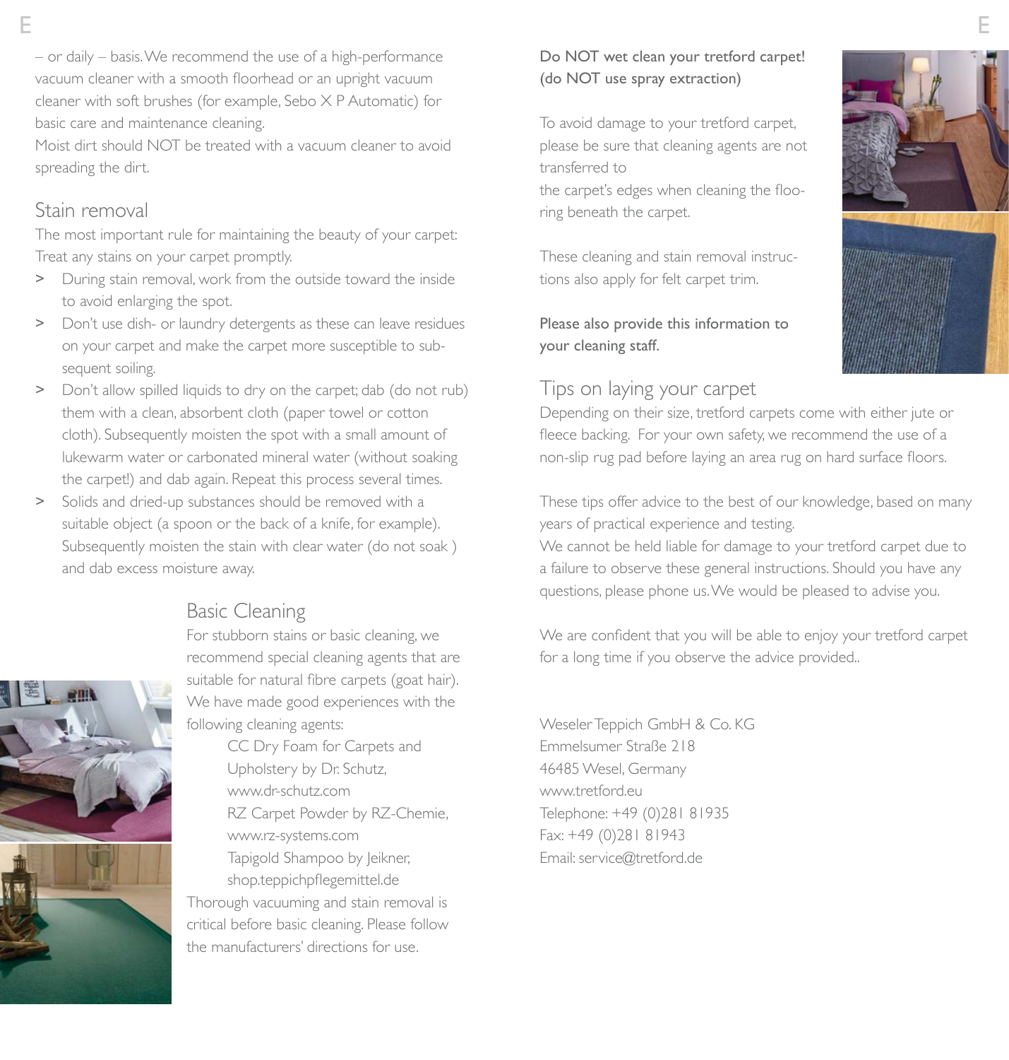– or daily – basis. We recommend the use of a high-performance vacuum cleaner with a smooth floorhead or an upright vacuum cleaner with soft brushes (for example, Sebo X P Automatic) for basic care and maintenance cleaning.
Moist dirt should NOT be treated with a vacuum cleaner to avoid spreading the dirt.

## Stain removal

The most important rule for maintaining the beauty of your carpet: Treat any stains on your carpet promptly.

> During stain removal, work from the outside toward the inside to avoid enlarging the spot.

> Don't use dish- or laundry detergents as these can leave residues on your carpet and make the carpet more susceptible to subsequent soiling.

> Don't allow spilled liquids to dry on the carpet; dab (do not rub) them with a clean, absorbent cloth (paper towel or cotton cloth). Subsequently moisten the spot with a small amount of lukewarm water or carbonated mineral water (without soaking the carpet!) and dab again. Repeat this process several times.

> Solids and dried-up substances should be removed with a suitable object (a spoon or the back of a knife, for example). Subsequently moisten the stain with clear water (do not soak ) and dab excess moisture away.

## Basic Cleaning

For stubborn stains or basic cleaning, we recommend special cleaning agents that are suitable for natural fibre carpets (goat hair). We have made good experiences with the following cleaning agents:

CC Dry Foam for Carpets and Upholstery by Dr. Schutz, www.dr-schutz.com

RZ Carpet Powder by RZ-Chemie, www.rz-systems.com

Tapigold Shampoo by Jeikner, shop.teppichpflegemittel.de

Thorough vacuuming and stain removal is critical before basic cleaning. Please follow the manufacturers' directions for use.

**Do NOT wet clean your tretford carpet! (do NOT use spray extraction)**

To avoid damage to your tretford carpet, please be sure that cleaning agents are not transferred to
the carpet's edges when cleaning the flooring beneath the carpet.

These cleaning and stain removal instructions also apply for felt carpet trim.

**Please also provide this information to your cleaning staff.**

## Tips on laying your carpet

Depending on their size, tretford carpets come with either jute or fleece backing. For your own safety, we recommend the use of a non-slip rug pad before laying an area rug on hard surface floors.

These tips offer advice to the best of our knowledge, based on many years of practical experience and testing.
We cannot be held liable for damage to your tretford carpet due to a failure to observe these general instructions. Should you have any questions, please phone us. We would be pleased to advise you.

We are confident that you will be able to enjoy your tretford carpet for a long time if you observe the advice provided..

Weseler Teppich GmbH & Co. KG
Emmelsumer Straße 218
46485 Wesel, Germany
www.tretford.eu
Telephone: +49 (0)281 81935
Fax: +49 (0)281 81943
Email: service@tretford.de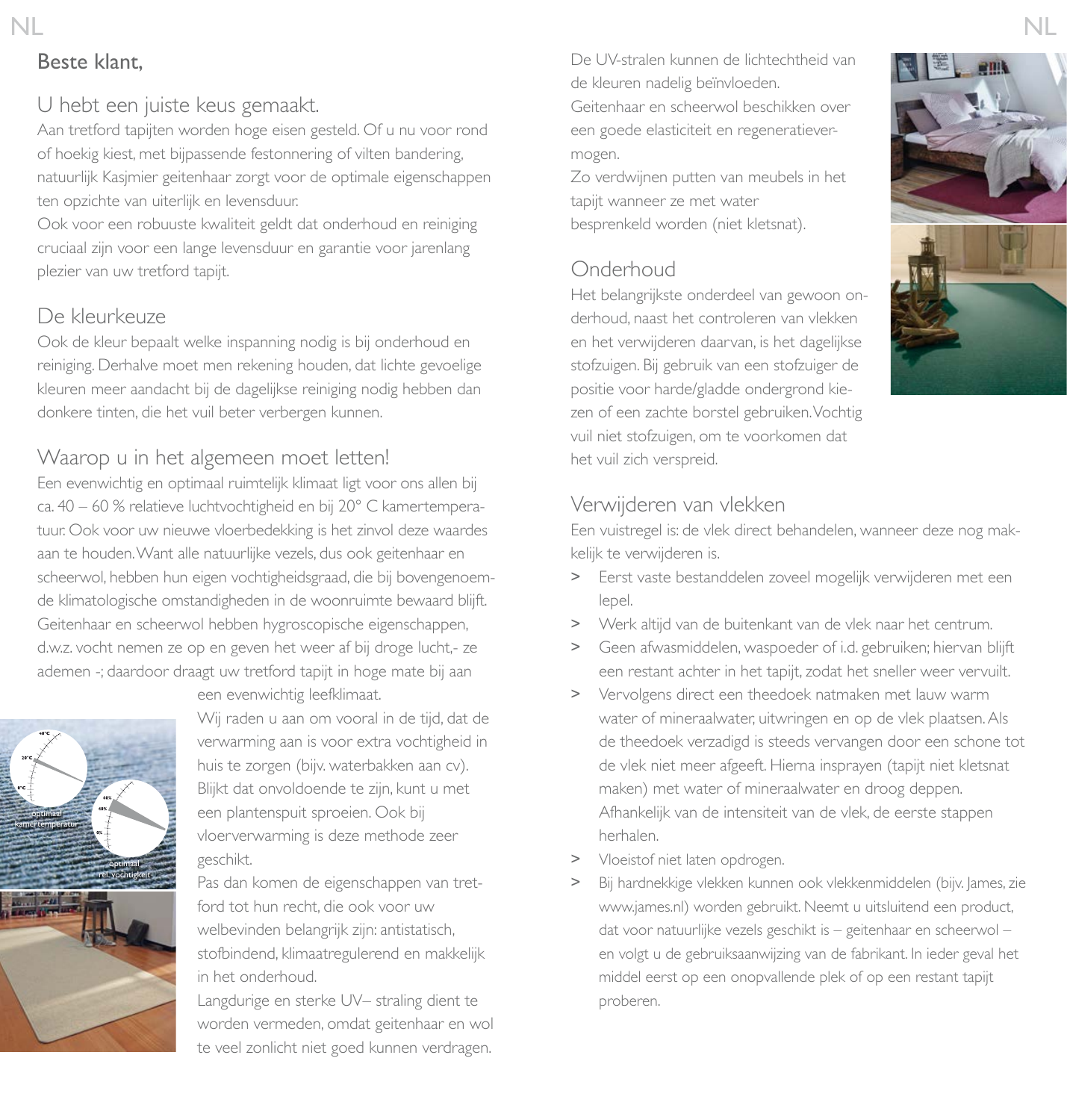Beste klant,

## U hebt een juiste keus gemaakt.

Aan tretford tapijten worden hoge eisen gesteld. Of u nu voor rond of hoekig kiest, met bijpassende festonnering of vilten bandering, natuurlijk Kasjmier geitenhaar zorgt voor de optimale eigenschappen ten opzichte van uiterlijk en levensduur.
Ook voor een robuuste kwaliteit geldt dat onderhoud en reiniging cruciaal zijn voor een lange levensduur en garantie voor jarenlang plezier van uw tretford tapijt.

## De kleurkeuze

Ook de kleur bepaalt welke inspanning nodig is bij onderhoud en reiniging. Derhalve moet men rekening houden, dat lichte gevoelige kleuren meer aandacht bij de dagelijkse reiniging nodig hebben dan donkere tinten, die het vuil beter verbergen kunnen.

## Waarop u in het algemeen moet letten!

Een evenwichtig en optimaal ruimtelijk klimaat ligt voor ons allen bij ca. 40 – 60 % relatieve luchtvochtigheid en bij 20° C kamertemperatuur. Ook voor uw nieuwe vloerbedekking is het zinvol deze waardes aan te houden. Want alle natuurlijke vezels, dus ook geitenhaar en scheerwol, hebben hun eigen vochtigheidsgraad, die bij bovengenoemde klimatologische omstandigheden in de woonruimte bewaard blijft. Geitenhaar en scheerwol hebben hygroscopische eigenschappen, d.w.z. vocht nemen ze op en geven het weer af bij droge lucht,- ze ademen -; daardoor draagt uw tretford tapijt in hoge mate bij aan een evenwichtig leefklimaat.
Wij raden u aan om vooral in de tijd, dat de verwarming aan is voor extra vochtigheid in huis te zorgen (bijv. waterbakken aan cv). Blijkt dat onvoldoende te zijn, kunt u met een plantenspuit sproeien. Ook bij vloerverwarming is deze methode zeer geschikt.
Pas dan komen de eigenschappen van tretford tot hun recht, die ook voor uw welbevinden belangrijk zijn: antistatisch, stofbindend, klimaatregulerend en makkelijk in het onderhoud.
Langdurige en sterke UV– straling dient te worden vermeden, omdat geitenhaar en wol te veel zonlicht niet goed kunnen verdragen. De UV-stralen kunnen de lichtechtheid van de kleuren nadelig beïnvloeden.
Geitenhaar en scheerwol beschikken over een goede elasticiteit en regeneratievermogen.
Zo verdwijnen putten van meubels in het tapijt wanneer ze met water besprenkeld worden (niet kletsnat).

## Onderhoud

Het belangrijkste onderdeel van gewoon onderhoud, naast het controleren van vlekken en het verwijderen daarvan, is het dagelijkse stofzuigen. Bij gebruik van een stofzuiger de positie voor harde/gladde ondergrond kiezen of een zachte borstel gebruiken. Vochtig vuil niet stofzuigen, om te voorkomen dat het vuil zich verspreid.

## Verwijderen van vlekken

Een vuistregel is: de vlek direct behandelen, wanneer deze nog makkelijk te verwijderen is.

> Eerst vaste bestanddelen zoveel mogelijk verwijderen met een lepel.
> Werk altijd van de buitenkant van de vlek naar het centrum.
> Geen afwasmiddelen, waspoeder of i.d. gebruiken; hiervan blijft een restant achter in het tapijt, zodat het sneller weer vervuilt.
> Vervolgens direct een theedoek natmaken met lauw warm water of mineraalwater, uitwringen en op de vlek plaatsen. Als de theedoek verzadigd is steeds vervangen door een schone tot de vlek niet meer afgeeft. Hierna insprayen (tapijt niet kletsnat maken) met water of mineraalwater en droog deppen. Afhankelijk van de intensiteit van de vlek, de eerste stappen herhalen.
> Vloeistof niet laten opdrogen.
> Bij hardnekkige vlekken kunnen ook vlekkenmiddelen (bijv. James, zie www.james.nl) worden gebruikt. Neemt u uitsluitend een product, dat voor natuurlijke vezels geschikt is – geitenhaar en scheerwol – en volgt u de gebruiksaanwijzing van de fabrikant. In ieder geval het middel eerst op een onopvallende plek of op een restant tapijt proberen.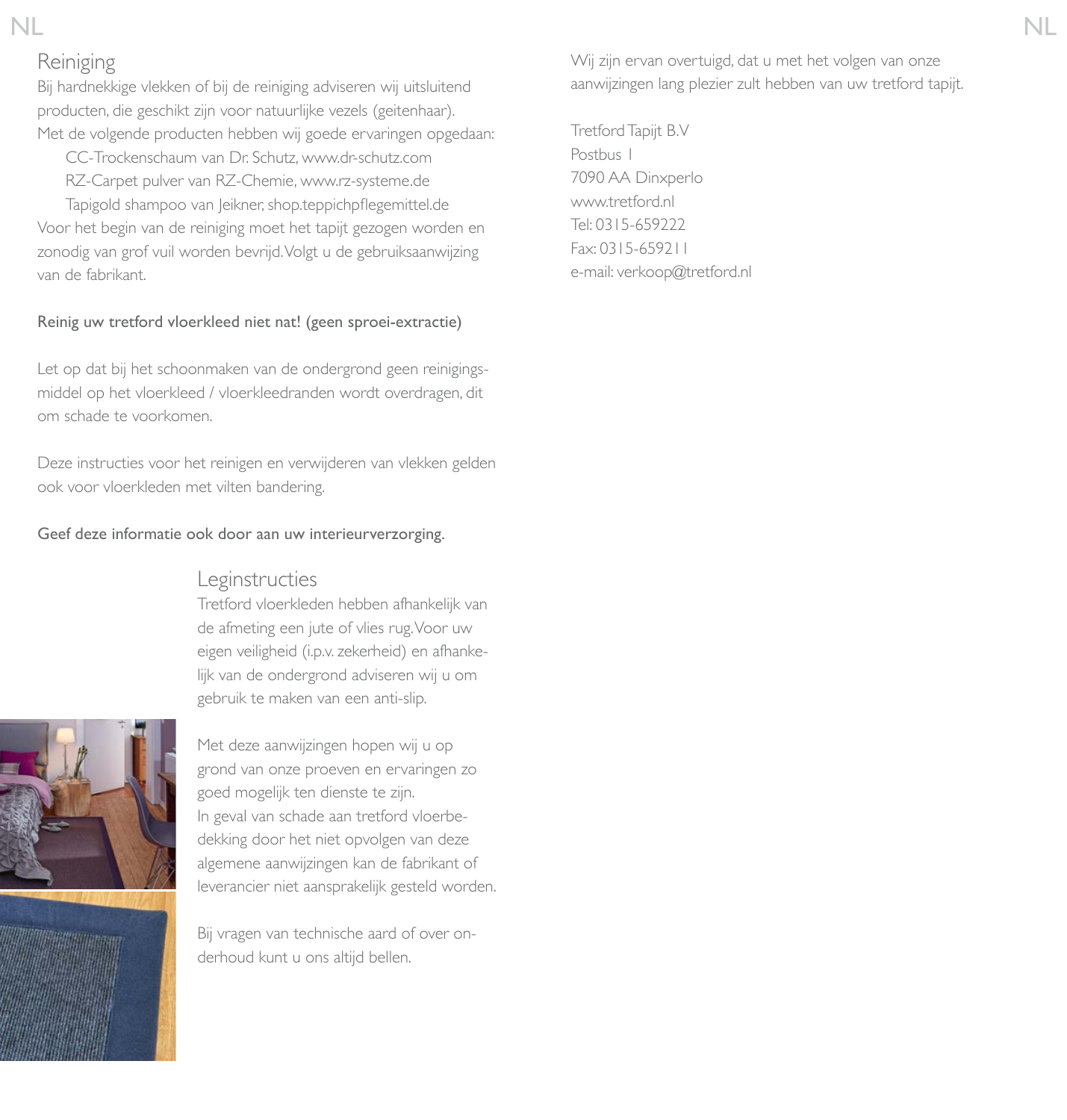## Reiniging

Bij hardnekkige vlekken of bij de reiniging adviseren wij uitsluitend producten, die geschikt zijn voor natuurlijke vezels (geitenhaar). Met de volgende producten hebben wij goede ervaringen opgedaan:

- CC-Trockenschaum van Dr. Schutz, www.dr-schutz.com
- RZ-Carpet pulver van RZ-Chemie, www.rz-systeme.de
- Tapigold shampoo van Jeikner, shop.teppichpflegemittel.de

Voor het begin van de reiniging moet het tapijt gezogen worden en zonodig van grof vuil worden bevrijd. Volgt u de gebruiksaanwijzing van de fabrikant.

**Reinig uw tretford vloerkleed niet nat! (geen sproei-extractie)**

Let op dat bij het schoonmaken van de ondergrond geen reinigings-middel op het vloerkleed / vloerkleedranden wordt overdragen, dit om schade te voorkomen.

Deze instructies voor het reinigen en verwijderen van vlekken gelden ook voor vloerkleden met vilten bandering.

**Geef deze informatie ook door aan uw interieurverzorging.**

## Leginstructies

Tretford vloerkleden hebben afhankelijk van de afmeting een jute of vlies rug. Voor uw eigen veiligheid (i.p.v. zekerheid) en afhankelijk van de ondergrond adviseren wij u om gebruik te maken van een anti-slip.

Met deze aanwijzingen hopen wij u op grond van onze proeven en ervaringen zo goed mogelijk ten dienste te zijn.
In geval van schade aan tretford vloerbedekking door het niet opvolgen van deze algemene aanwijzingen kan de fabrikant of leverancier niet aansprakelijk gesteld worden.

Bij vragen van technische aard of over onderhoud kunt u ons altijd bellen.

Wij zijn ervan overtuigd, dat u met het volgen van onze aanwijzingen lang plezier zult hebben van uw tretford tapijt.

Tretford Tapijt B.V
Postbus 1
7090 AA Dinxperlo
www.tretford.nl
Tel: 0315-659222
Fax: 0315-659211
e-mail: verkoop@tretford.nl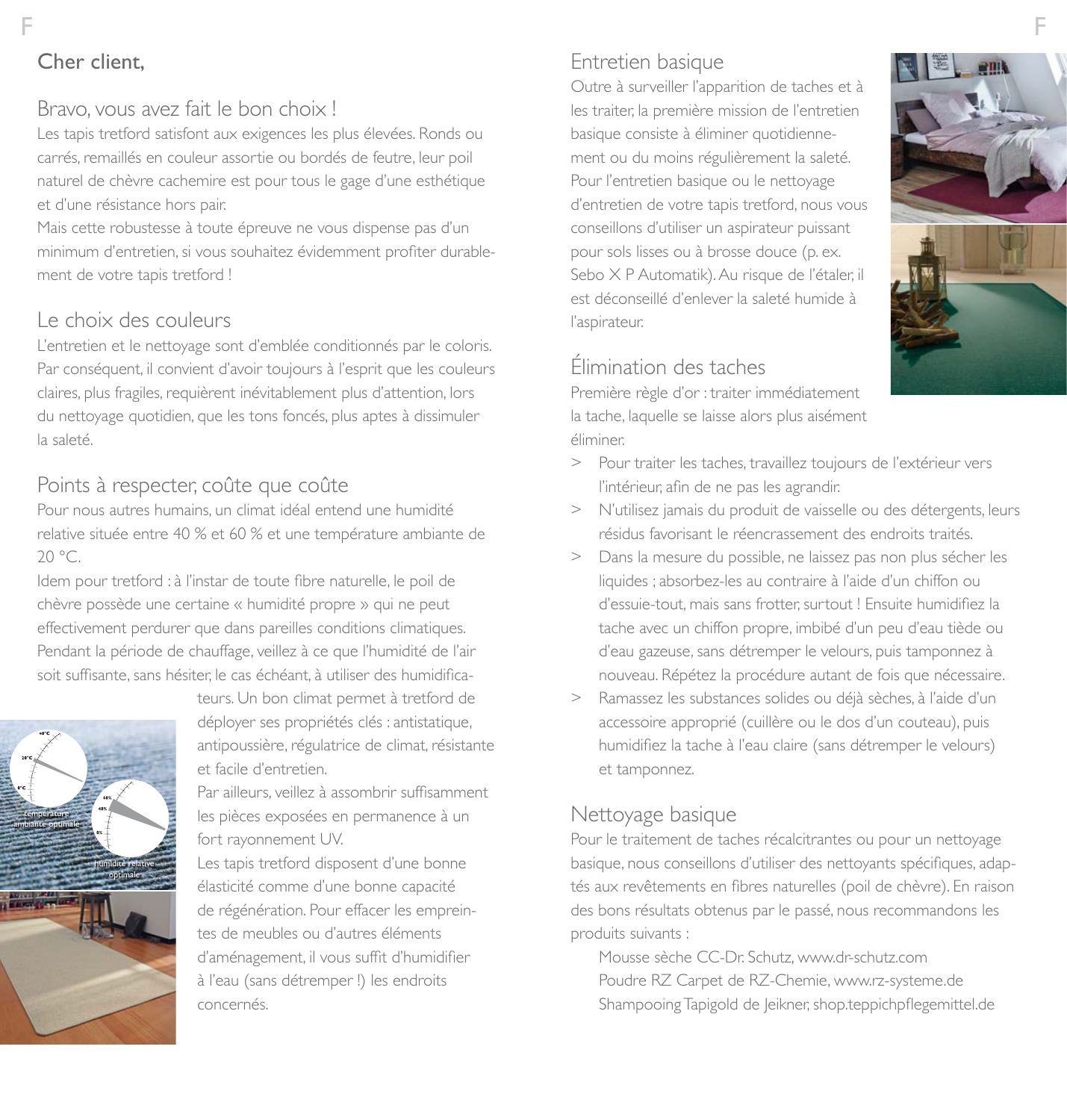Cher client,

## Bravo, vous avez fait le bon choix !

Les tapis tretford satisfont aux exigences les plus élevées. Ronds ou carrés, remaillés en couleur assortie ou bordés de feutre, leur poil naturel de chèvre cachemire est pour tous le gage d'une esthétique et d'une résistance hors pair.
Mais cette robustesse à toute épreuve ne vous dispense pas d'un minimum d'entretien, si vous souhaitez évidemment profiter durablement de votre tapis tretford !

## Le choix des couleurs

L'entretien et le nettoyage sont d'emblée conditionnés par le coloris. Par conséquent, il convient d'avoir toujours à l'esprit que les couleurs claires, plus fragiles, requièrent inévitablement plus d'attention, lors du nettoyage quotidien, que les tons foncés, plus aptes à dissimuler la saleté.

## Points à respecter, coûte que coûte

Pour nous autres humains, un climat idéal entend une humidité relative située entre 40 % et 60 % et une température ambiante de 20 °C.
Idem pour tretford : à l'instar de toute fibre naturelle, le poil de chèvre possède une certaine « humidité propre » qui ne peut effectivement perdurer que dans pareilles conditions climatiques. Pendant la période de chauffage, veillez à ce que l'humidité de l'air soit suffisante, sans hésiter, le cas échéant, à utiliser des humidificateurs. Un bon climat permet à tretford de déployer ses propriétés clés : antistatique, antipoussière, régulatrice de climat, résistante et facile d'entretien.
Par ailleurs, veillez à assombrir suffisamment les pièces exposées en permanence à un fort rayonnement UV.
Les tapis tretford disposent d'une bonne élasticité comme d'une bonne capacité de régénération. Pour effacer les empreintes de meubles ou d'autres éléments d'aménagement, il vous suffit d'humidifier à l'eau (sans détremper !) les endroits concernés.

température ambiante optimale

humidité relative optimale

## Entretien basique

Outre à surveiller l'apparition de taches et à les traiter, la première mission de l'entretien basique consiste à éliminer quotidiennement ou du moins régulièrement la saleté. Pour l'entretien basique ou le nettoyage d'entretien de votre tapis tretford, nous vous conseillons d'utiliser un aspirateur puissant pour sols lisses ou à brosse douce (p. ex. Sebo X P Automatik). Au risque de l'étaler, il est déconseillé d'enlever la saleté humide à l'aspirateur.

## Élimination des taches

Première règle d'or : traiter immédiatement la tache, laquelle se laisse alors plus aisément éliminer.

> Pour traiter les taches, travaillez toujours de l'extérieur vers l'intérieur, afin de ne pas les agrandir.
> N'utilisez jamais du produit de vaisselle ou des détergents, leurs résidus favorisant le réencrassement des endroits traités.
> Dans la mesure du possible, ne laissez pas non plus sécher les liquides ; absorbez-les au contraire à l'aide d'un chiffon ou d'essuie-tout, mais sans frotter, surtout ! Ensuite humidifiez la tache avec un chiffon propre, imbibé d'un peu d'eau tiède ou d'eau gazeuse, sans détremper le velours, puis tamponnez à nouveau. Répétez la procédure autant de fois que nécessaire.
> Ramassez les substances solides ou déjà sèches, à l'aide d'un accessoire approprié (cuillère ou le dos d'un couteau), puis humidifiez la tache à l'eau claire (sans détremper le velours) et tamponnez.

## Nettoyage basique

Pour le traitement de taches récalcitrantes ou pour un nettoyage basique, nous conseillons d'utiliser des nettoyants spécifiques, adaptés aux revêtements en fibres naturelles (poil de chèvre). En raison des bons résultats obtenus par le passé, nous recommandons les produits suivants :

Mousse sèche CC-Dr. Schutz, www.dr-schutz.com
Poudre RZ Carpet de RZ-Chemie, www.rz-systeme.de
Shampooing Tapigold de Jeikner, shop.teppichpflegemittel.de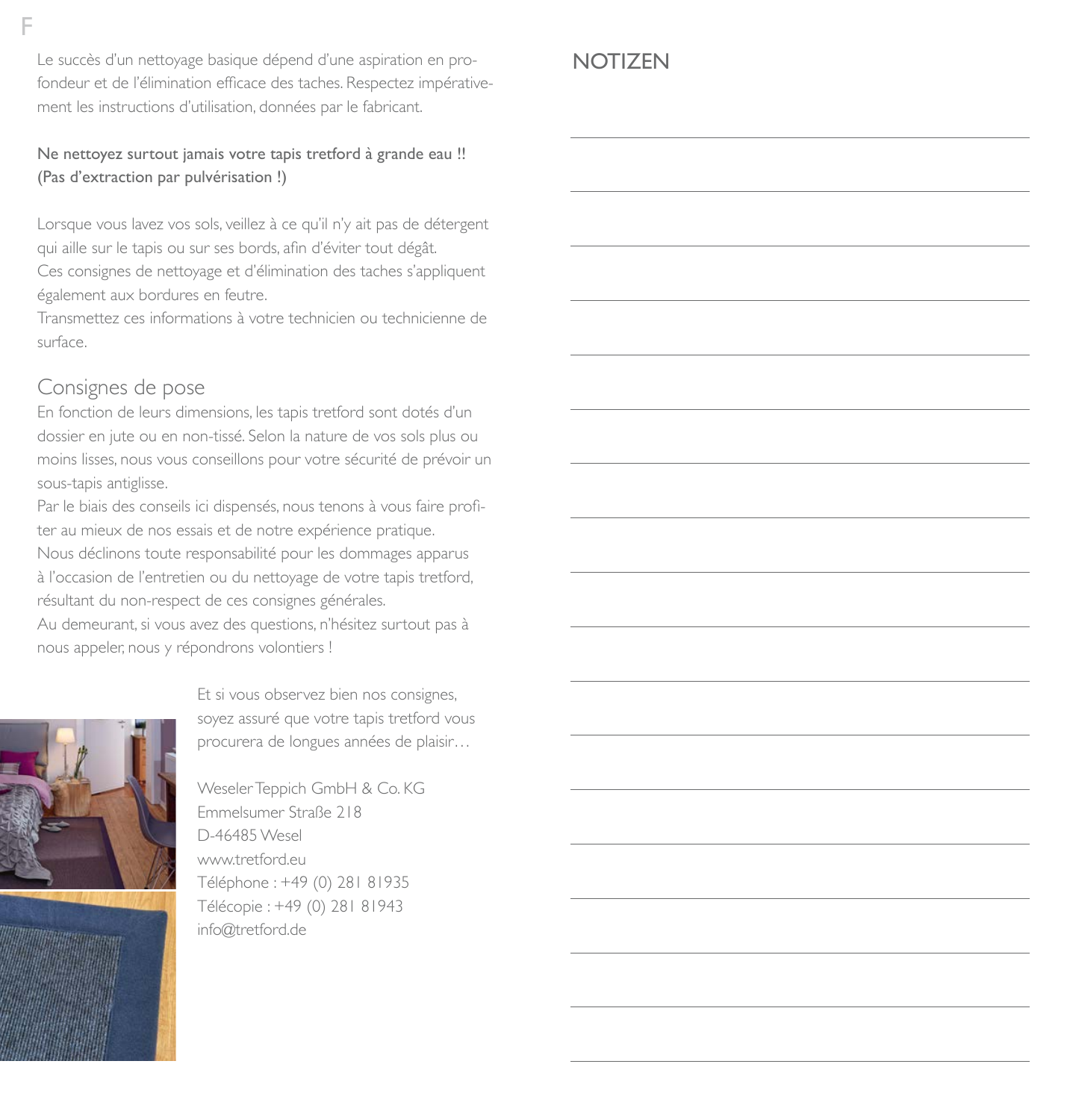Le succès d'un nettoyage basique dépend d'une aspiration en profondeur et de l'élimination efficace des taches. Respectez impérativement les instructions d'utilisation, données par le fabricant.

**Ne nettoyez surtout jamais votre tapis tretford à grande eau !!**
**(Pas d'extraction par pulvérisation !)**

Lorsque vous lavez vos sols, veillez à ce qu'il n'y ait pas de détergent qui aille sur le tapis ou sur ses bords, afin d'éviter tout dégât.
Ces consignes de nettoyage et d'élimination des taches s'appliquent également aux bordures en feutre.
Transmettez ces informations à votre technicien ou technicienne de surface.

## Consignes de pose

En fonction de leurs dimensions, les tapis tretford sont dotés d'un dossier en jute ou en non-tissé. Selon la nature de vos sols plus ou moins lisses, nous vous conseillons pour votre sécurité de prévoir un sous-tapis antiglisse.
Par le biais des conseils ici dispensés, nous tenons à vous faire profiter au mieux de nos essais et de notre expérience pratique.
Nous déclinons toute responsabilité pour les dommages apparus à l'occasion de l'entretien ou du nettoyage de votre tapis tretford, résultant du non-respect de ces consignes générales.
Au demeurant, si vous avez des questions, n'hésitez surtout pas à nous appeler, nous y répondrons volontiers !

Et si vous observez bien nos consignes, soyez assuré que votre tapis tretford vous procurera de longues années de plaisir…

Weseler Teppich GmbH & Co. KG
Emmelsumer Straße 218
D-46485 Wesel
www.tretford.eu
Téléphone : +49 (0) 281 81935
Télécopie : +49 (0) 281 81943
info@tretford.de

## NOTIZEN